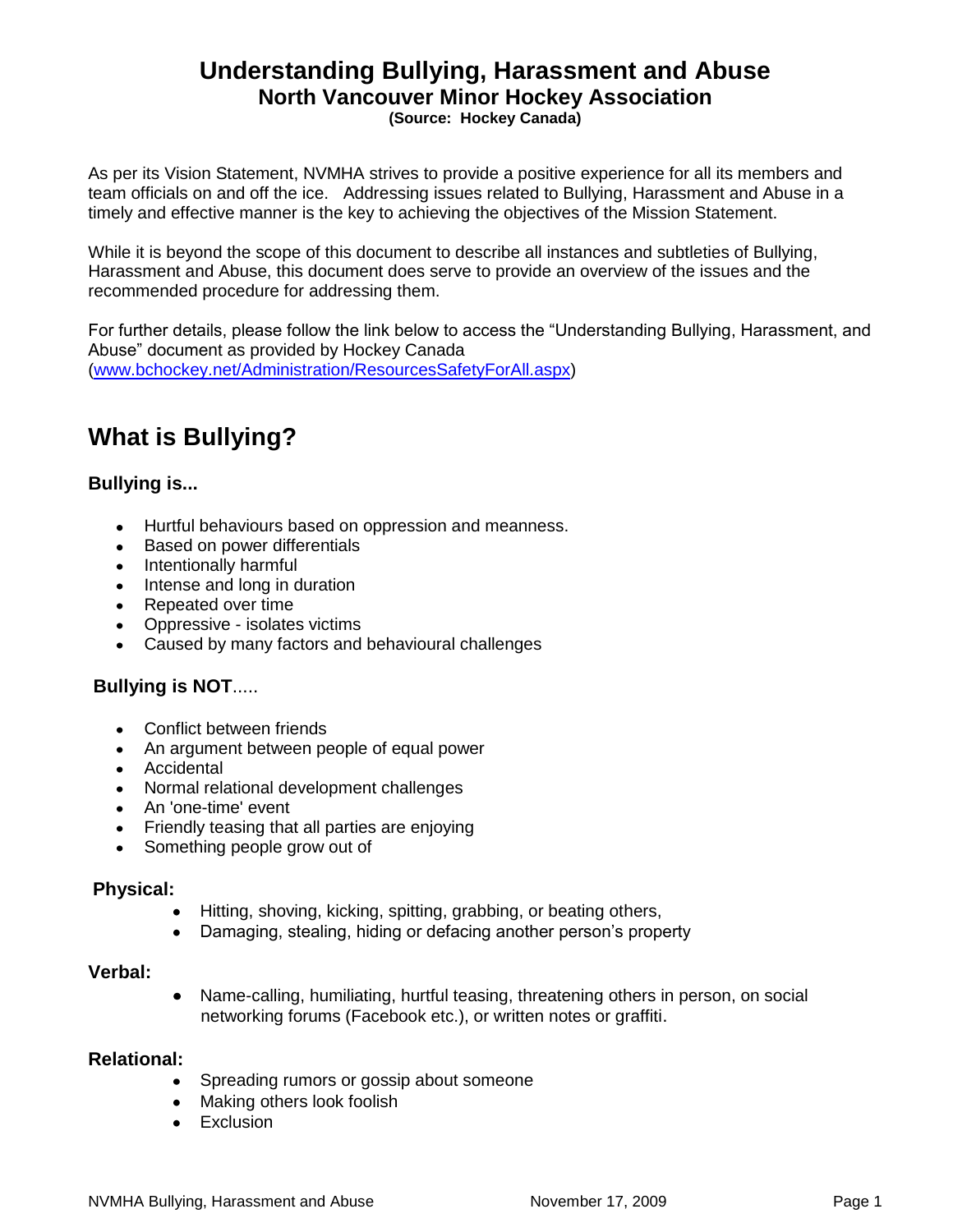# Understanding Bullying, Harassment and Abuse

## North Vancouver Minor Hockey Association

**(Source: Hockey Canada)**

As per its Vision Statement, NVMHA strives to provide a positive experience for all its members and team officials on and off the ice. Addressing issues related to Bullying, Harassment and Abuse in a timely and effective manner is the key to achieving the objectives of the Mission Statement.

While it is beyond the scope of this document to describe all instances and subtleties of Bullying, Harassment and Abuse, this document does serve to provide an overview of the issues and the recommended procedure for addressing them.

For further details, please follow the link below to access the "Understanding Bullying, Harassment, and Abuse" document as provided by Hockey Canada (www.bchockey.net/Administration/ResourcesSafetyForAll.aspx)

# What is Bullying?

### Bullying is...

- Hurtful behaviours based on oppression and meanness.
- Based on power differentials
- Intentionally harmful
- Intense and long in duration
- Repeated over time
- Oppressive - isolates victims
- Caused by many factors and behavioural challenges

### Bullying is NOT.....

- Conflict between friends
- An argument between people of equal power
- Accidental
- Normal relational development challenges
- An 'one-time' event
- Friendly teasing that all parties are enjoying
- Something people grow out of

### Physical:

- Hitting, shoving, kicking, spitting, grabbing, or beating others,
- Damaging, stealing, hiding or defacing another person's property

### Verbal:

- Name-calling, humiliating, hurtful teasing, threatening others in person, on social networking forums (Facebook etc.), or written notes or graffiti.

### Relational:

- Spreading rumors or gossip about someone
- Making others look foolish
- Exclusion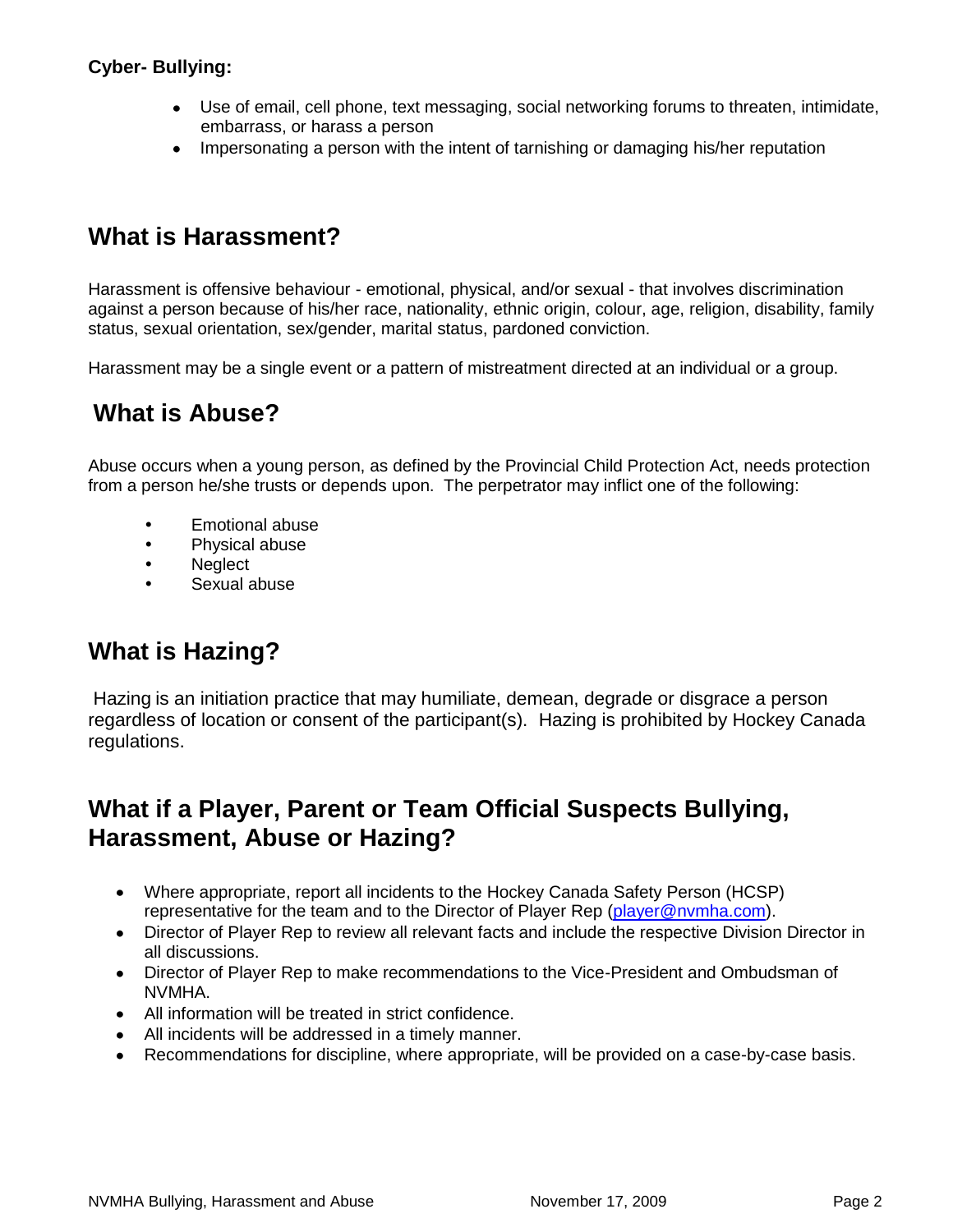**Cyber- Bullying:**

- Use of email, cell phone, text messaging, social networking forums to threaten, intimidate, embarrass, or harass a person
- Impersonating a person with the intent of tarnishing or damaging his/her reputation

## What is Harassment?

Harassment is offensive behaviour - emotional, physical, and/or sexual - that involves discrimination against a person because of his/her race, nationality, ethnic origin, colour, age, religion, disability, family status, sexual orientation, sex/gender, marital status, pardoned conviction.

Harassment may be a single event or a pattern of mistreatment directed at an individual or a group.

## What is Abuse?

Abuse occurs when a young person, as defined by the Provincial Child Protection Act, needs protection from a person he/she trusts or depends upon. The perpetrator may inflict one of the following:

- Emotional abuse
- Physical abuse
- Neglect
- Sexual abuse

## What is Hazing?

Hazing is an initiation practice that may humiliate, demean, degrade or disgrace a person regardless of location or consent of the participant(s). Hazing is prohibited by Hockey Canada regulations.

## What if a Player, Parent or Team Official Suspects Bullying, Harassment, Abuse or Hazing?

- Where appropriate, report all incidents to the Hockey Canada Safety Person (HCSP) representative for the team and to the Director of Player Rep (player@nvmha.com).
- Director of Player Rep to review all relevant facts and include the respective Division Director in all discussions.
- Director of Player Rep to make recommendations to the Vice-President and Ombudsman of NVMHA.
- All information will be treated in strict confidence.
- All incidents will be addressed in a timely manner.
- Recommendations for discipline, where appropriate, will be provided on a case-by-case basis.